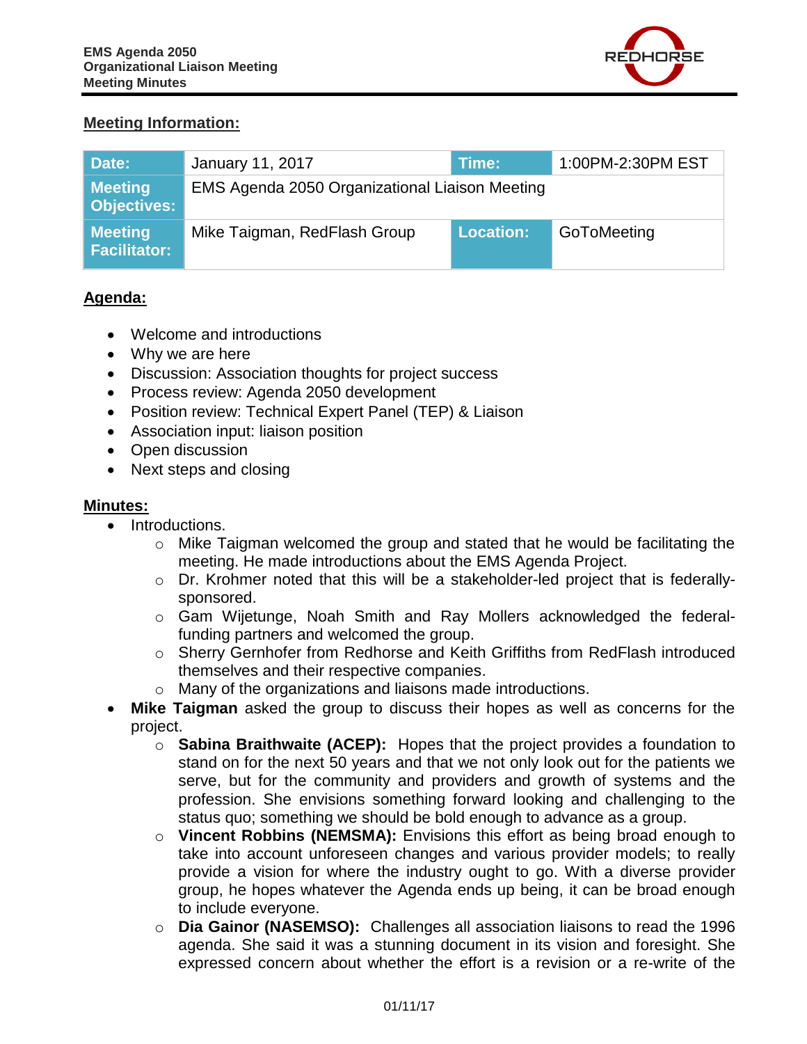**EMS Agenda 2050**
**Organizational Liaison Meeting**
**Meeting Minutes**

## Meeting Information:

| Date: | January 11, 2017 | Time: | 1:00PM-2:30PM EST |
|---|---|---|---|
| Meeting Objectives: | EMS Agenda 2050 Organizational Liaison Meeting | | |
| Meeting Facilitator: | Mike Taigman, RedFlash Group | Location: | GoToMeeting |

## Agenda:

- Welcome and introductions
- Why we are here
- Discussion: Association thoughts for project success
- Process review: Agenda 2050 development
- Position review: Technical Expert Panel (TEP) & Liaison
- Association input: liaison position
- Open discussion
- Next steps and closing

## Minutes:

- Introductions.
  - Mike Taigman welcomed the group and stated that he would be facilitating the meeting. He made introductions about the EMS Agenda Project.
  - Dr. Krohmer noted that this will be a stakeholder-led project that is federally-sponsored.
  - Gam Wijetunge, Noah Smith and Ray Mollers acknowledged the federal-funding partners and welcomed the group.
  - Sherry Gernhofer from Redhorse and Keith Griffiths from RedFlash introduced themselves and their respective companies.
  - Many of the organizations and liaisons made introductions.
- **Mike Taigman** asked the group to discuss their hopes as well as concerns for the project.
  - **Sabina Braithwaite (ACEP):** Hopes that the project provides a foundation to stand on for the next 50 years and that we not only look out for the patients we serve, but for the community and providers and growth of systems and the profession. She envisions something forward looking and challenging to the status quo; something we should be bold enough to advance as a group.
  - **Vincent Robbins (NEMSMA):** Envisions this effort as being broad enough to take into account unforeseen changes and various provider models; to really provide a vision for where the industry ought to go. With a diverse provider group, he hopes whatever the Agenda ends up being, it can be broad enough to include everyone.
  - **Dia Gainor (NASEMSO):** Challenges all association liaisons to read the 1996 agenda. She said it was a stunning document in its vision and foresight. She expressed concern about whether the effort is a revision or a re-write of the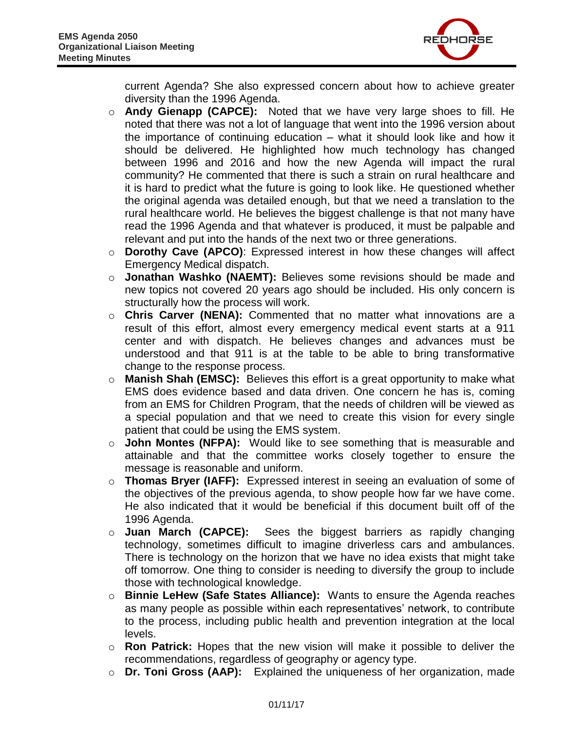current Agenda? She also expressed concern about how to achieve greater diversity than the 1996 Agenda.

- **Andy Gienapp (CAPCE):** Noted that we have very large shoes to fill. He noted that there was not a lot of language that went into the 1996 version about the importance of continuing education – what it should look like and how it should be delivered. He highlighted how much technology has changed between 1996 and 2016 and how the new Agenda will impact the rural community? He commented that there is such a strain on rural healthcare and it is hard to predict what the future is going to look like. He questioned whether the original agenda was detailed enough, but that we need a translation to the rural healthcare world. He believes the biggest challenge is that not many have read the 1996 Agenda and that whatever is produced, it must be palpable and relevant and put into the hands of the next two or three generations.
- **Dorothy Cave (APCO)**: Expressed interest in how these changes will affect Emergency Medical dispatch.
- **Jonathan Washko (NAEMT):** Believes some revisions should be made and new topics not covered 20 years ago should be included. His only concern is structurally how the process will work.
- **Chris Carver (NENA):** Commented that no matter what innovations are a result of this effort, almost every emergency medical event starts at a 911 center and with dispatch. He believes changes and advances must be understood and that 911 is at the table to be able to bring transformative change to the response process.
- **Manish Shah (EMSC):** Believes this effort is a great opportunity to make what EMS does evidence based and data driven. One concern he has is, coming from an EMS for Children Program, that the needs of children will be viewed as a special population and that we need to create this vision for every single patient that could be using the EMS system.
- **John Montes (NFPA):** Would like to see something that is measurable and attainable and that the committee works closely together to ensure the message is reasonable and uniform.
- **Thomas Bryer (IAFF):** Expressed interest in seeing an evaluation of some of the objectives of the previous agenda, to show people how far we have come. He also indicated that it would be beneficial if this document built off of the 1996 Agenda.
- **Juan March (CAPCE):** Sees the biggest barriers as rapidly changing technology, sometimes difficult to imagine driverless cars and ambulances. There is technology on the horizon that we have no idea exists that might take off tomorrow. One thing to consider is needing to diversify the group to include those with technological knowledge.
- **Binnie LeHew (Safe States Alliance):** Wants to ensure the Agenda reaches as many people as possible within each representatives' network, to contribute to the process, including public health and prevention integration at the local levels.
- **Ron Patrick:** Hopes that the new vision will make it possible to deliver the recommendations, regardless of geography or agency type.
- **Dr. Toni Gross (AAP):** Explained the uniqueness of her organization, made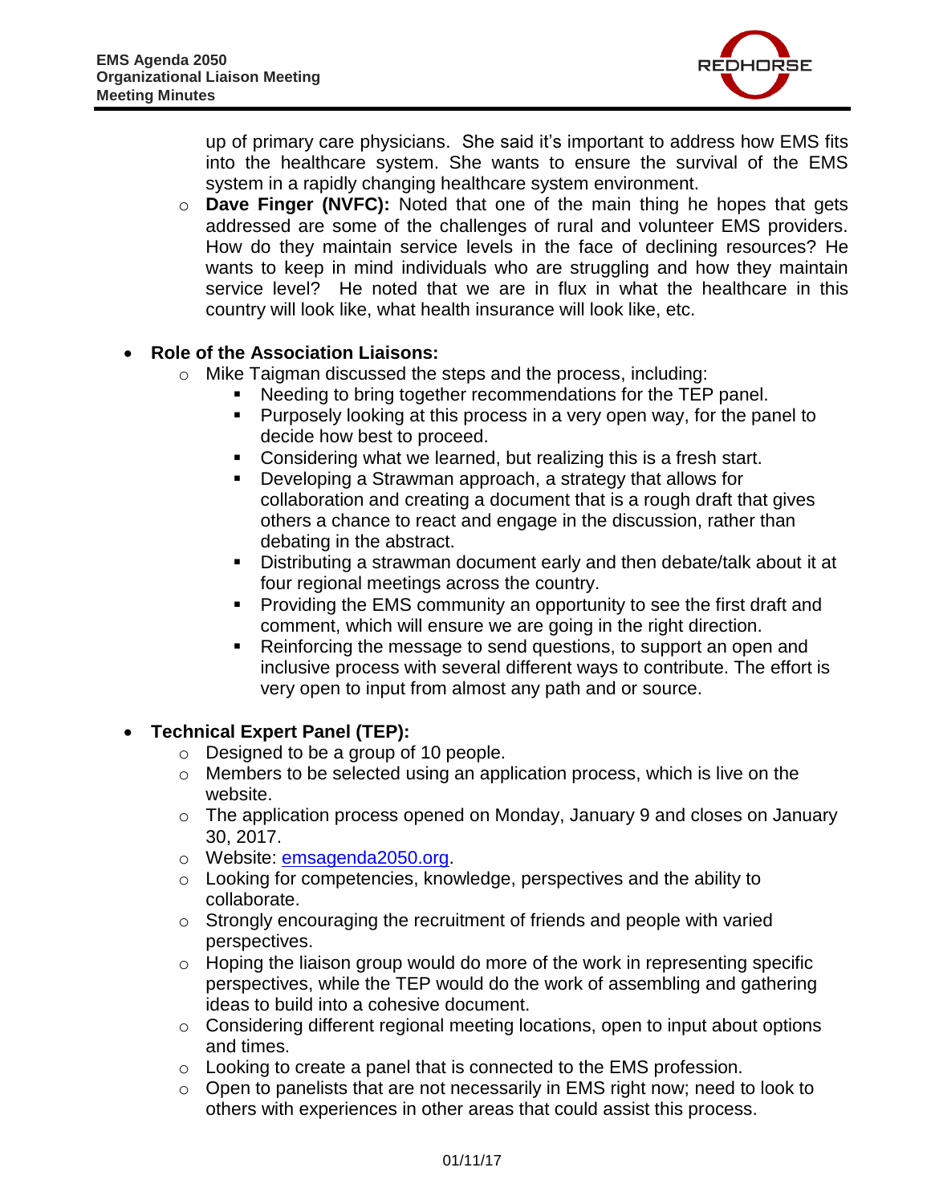up of primary care physicians. She said it's important to address how EMS fits into the healthcare system. She wants to ensure the survival of the EMS system in a rapidly changing healthcare system environment.

   - **Dave Finger (NVFC):** Noted that one of the main thing he hopes that gets addressed are some of the challenges of rural and volunteer EMS providers. How do they maintain service levels in the face of declining resources? He wants to keep in mind individuals who are struggling and how they maintain service level? He noted that we are in flux in what the healthcare in this country will look like, what health insurance will look like, etc.

- **Role of the Association Liaisons:**
  - Mike Taigman discussed the steps and the process, including:
    - Needing to bring together recommendations for the TEP panel.
    - Purposely looking at this process in a very open way, for the panel to decide how best to proceed.
    - Considering what we learned, but realizing this is a fresh start.
    - Developing a Strawman approach, a strategy that allows for collaboration and creating a document that is a rough draft that gives others a chance to react and engage in the discussion, rather than debating in the abstract.
    - Distributing a strawman document early and then debate/talk about it at four regional meetings across the country.
    - Providing the EMS community an opportunity to see the first draft and comment, which will ensure we are going in the right direction.
    - Reinforcing the message to send questions, to support an open and inclusive process with several different ways to contribute. The effort is very open to input from almost any path and or source.

- **Technical Expert Panel (TEP):**
  - Designed to be a group of 10 people.
  - Members to be selected using an application process, which is live on the website.
  - The application process opened on Monday, January 9 and closes on January 30, 2017.
  - Website: emsagenda2050.org.
  - Looking for competencies, knowledge, perspectives and the ability to collaborate.
  - Strongly encouraging the recruitment of friends and people with varied perspectives.
  - Hoping the liaison group would do more of the work in representing specific perspectives, while the TEP would do the work of assembling and gathering ideas to build into a cohesive document.
  - Considering different regional meeting locations, open to input about options and times.
  - Looking to create a panel that is connected to the EMS profession.
  - Open to panelists that are not necessarily in EMS right now; need to look to others with experiences in other areas that could assist this process.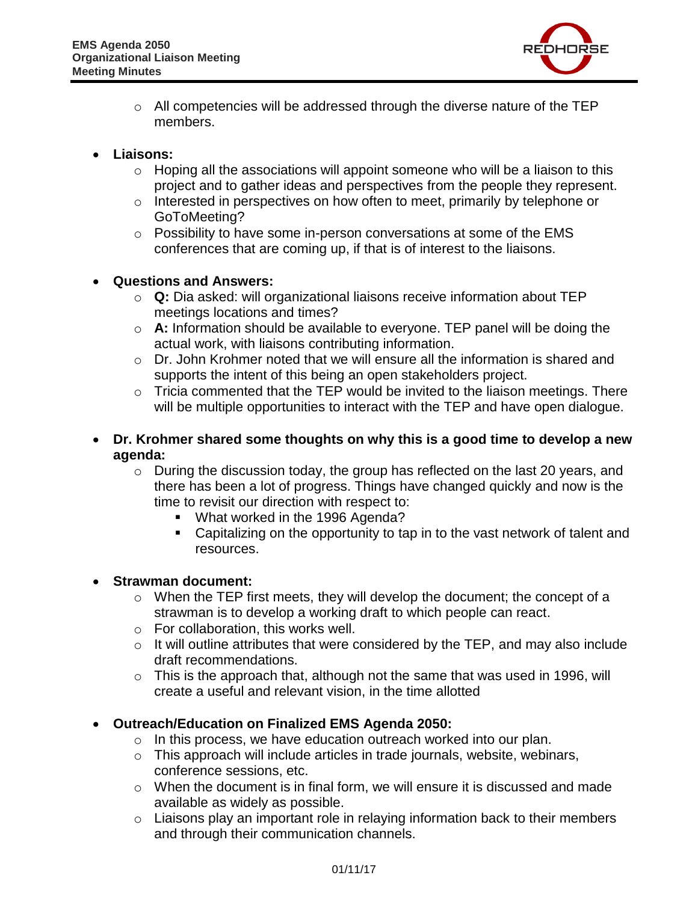- All competencies will be addressed through the diverse nature of the TEP members.

- **Liaisons:**
   - Hoping all the associations will appoint someone who will be a liaison to this project and to gather ideas and perspectives from the people they represent.
   - Interested in perspectives on how often to meet, primarily by telephone or GoToMeeting?
   - Possibility to have some in-person conversations at some of the EMS conferences that are coming up, if that is of interest to the liaisons.

- **Questions and Answers:**
   - **Q:** Dia asked: will organizational liaisons receive information about TEP meetings locations and times?
   - **A:** Information should be available to everyone. TEP panel will be doing the actual work, with liaisons contributing information.
   - Dr. John Krohmer noted that we will ensure all the information is shared and supports the intent of this being an open stakeholders project.
   - Tricia commented that the TEP would be invited to the liaison meetings. There will be multiple opportunities to interact with the TEP and have open dialogue.

- **Dr. Krohmer shared some thoughts on why this is a good time to develop a new agenda:**
   - During the discussion today, the group has reflected on the last 20 years, and there has been a lot of progress. Things have changed quickly and now is the time to revisit our direction with respect to:
      - What worked in the 1996 Agenda?
      - Capitalizing on the opportunity to tap in to the vast network of talent and resources.

- **Strawman document:**
   - When the TEP first meets, they will develop the document; the concept of a strawman is to develop a working draft to which people can react.
   - For collaboration, this works well.
   - It will outline attributes that were considered by the TEP, and may also include draft recommendations.
   - This is the approach that, although not the same that was used in 1996, will create a useful and relevant vision, in the time allotted

- **Outreach/Education on Finalized EMS Agenda 2050:**
   - In this process, we have education outreach worked into our plan.
   - This approach will include articles in trade journals, website, webinars, conference sessions, etc.
   - When the document is in final form, we will ensure it is discussed and made available as widely as possible.
   - Liaisons play an important role in relaying information back to their members and through their communication channels.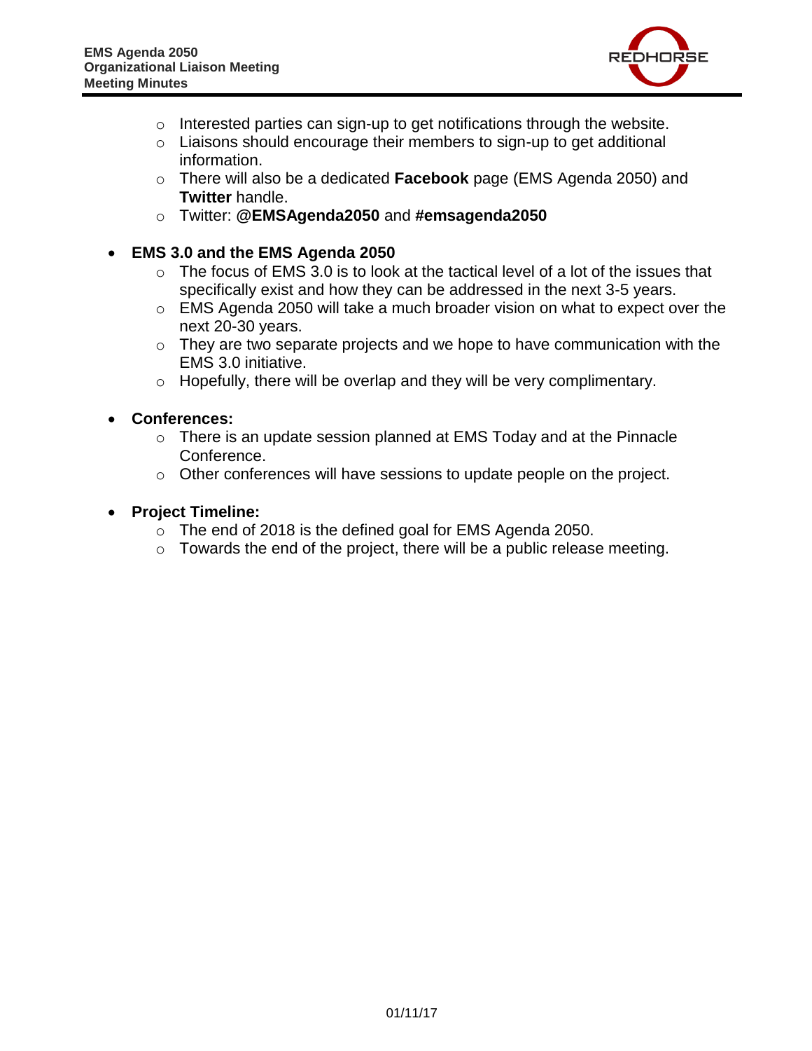- Interested parties can sign-up to get notifications through the website.
  - Liaisons should encourage their members to sign-up to get additional information.
  - There will also be a dedicated **Facebook** page (EMS Agenda 2050) and **Twitter** handle.
  - Twitter: **@EMSAgenda2050** and **#emsagenda2050**

- **EMS 3.0 and the EMS Agenda 2050**
  - The focus of EMS 3.0 is to look at the tactical level of a lot of the issues that specifically exist and how they can be addressed in the next 3-5 years.
  - EMS Agenda 2050 will take a much broader vision on what to expect over the next 20-30 years.
  - They are two separate projects and we hope to have communication with the EMS 3.0 initiative.
  - Hopefully, there will be overlap and they will be very complimentary.

- **Conferences:**
  - There is an update session planned at EMS Today and at the Pinnacle Conference.
  - Other conferences will have sessions to update people on the project.

- **Project Timeline:**
  - The end of 2018 is the defined goal for EMS Agenda 2050.
  - Towards the end of the project, there will be a public release meeting.